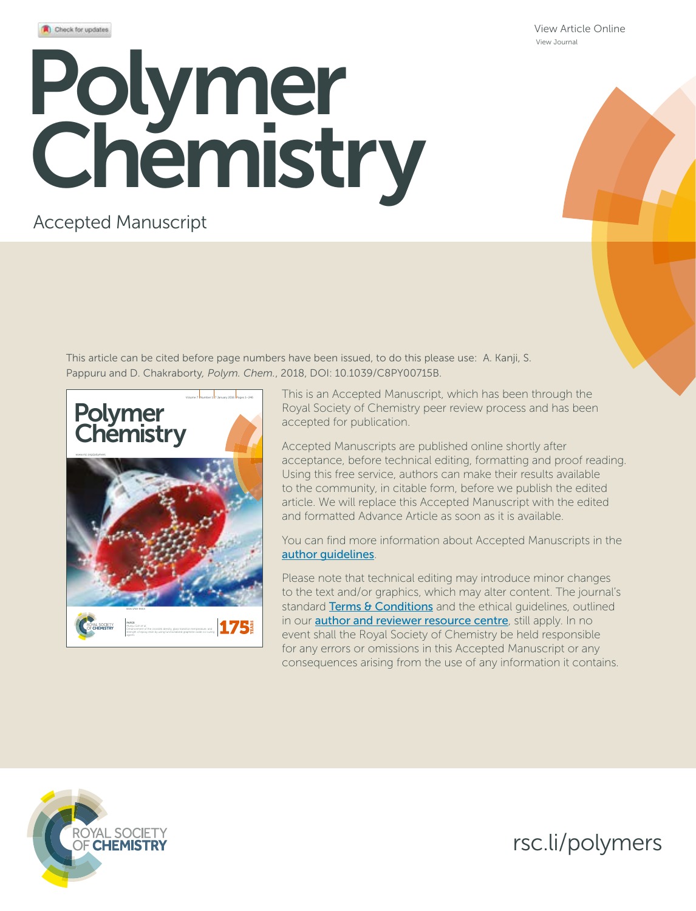View Article Online
View Journal

# Polymer Chemistry

Accepted Manuscript

This article can be cited before page numbers have been issued, to do this please use: A. Kanji, S. Pappuru and D. Chakraborty, *Polym. Chem.*, 2018, DOI: 10.1039/C8PY00715B.

This is an Accepted Manuscript, which has been through the Royal Society of Chemistry peer review process and has been accepted for publication.

Accepted Manuscripts are published online shortly after acceptance, before technical editing, formatting and proof reading. Using this free service, authors can make their results available to the community, in citable form, before we publish the edited article. We will replace this Accepted Manuscript with the edited and formatted Advance Article as soon as it is available.

You can find more information about Accepted Manuscripts in the author guidelines.

Please note that technical editing may introduce minor changes to the text and/or graphics, which may alter content. The journal's standard Terms & Conditions and the ethical guidelines, outlined in our author and reviewer resource centre, still apply. In no event shall the Royal Society of Chemistry be held responsible for any errors or omissions in this Accepted Manuscript or any consequences arising from the use of any information it contains.

ROYAL SOCIETY OF CHEMISTRY

rsc.li/polymers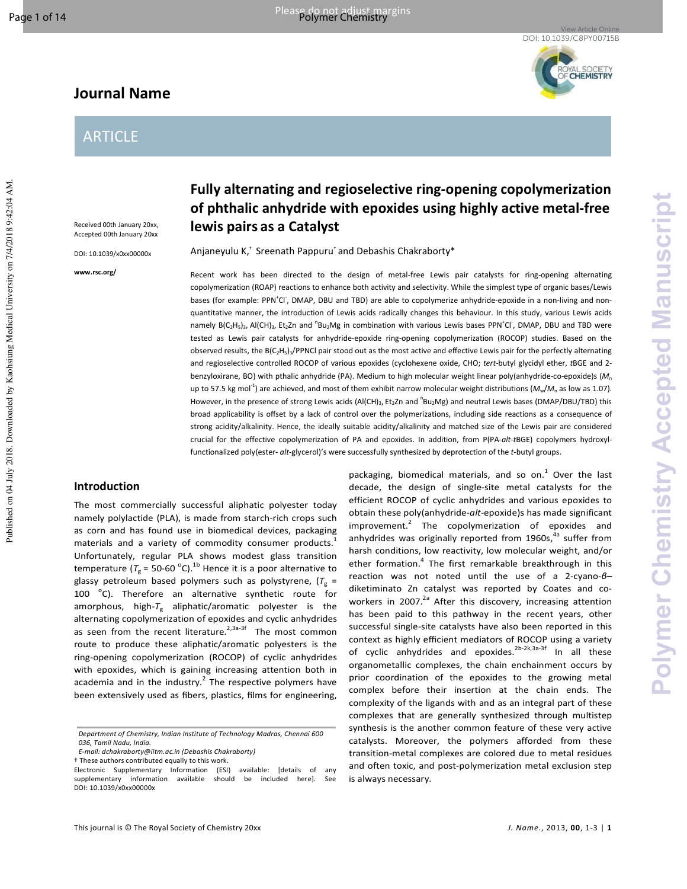# Fully alternating and regioselective ring-opening copolymerization of phthalic anhydride with epoxides using highly active metal-free lewis pairs as a Catalyst

Anjaneyulu K,[†] Sreenath Pappuru[†] and Debashis Chakraborty*

Received 00th January 20xx,
Accepted 00th January 20xx

DOI: 10.1039/x0xx00000x

www.rsc.org/

Recent work has been directed to the design of metal-free Lewis pair catalysts for ring-opening alternating copolymerization (ROAP) reactions to enhance both activity and selectivity. While the simplest type of organic bases/Lewis bases (for example: $PPN^+Cl^-$, DMAP, DBU and TBD) are able to copolymerize anhydride-epoxide in a non-living and non-quantitative manner, the introduction of Lewis acids radically changes this behaviour. In this study, various Lewis acids namely $B(C_2H_5)_3$, $Al(CH)_3$, $Et_2Zn$ and $^nBu_2Mg$ in combination with various Lewis bases $PPN^+Cl^-$, DMAP, DBU and TBD were tested as Lewis pair catalysts for anhydride-epoxide ring-opening copolymerization (ROCOP) studies. Based on the observed results, the $B(C_2H_5)_3$/PPNCl pair stood out as the most active and effective Lewis pair for the perfectly alternating and regioselective controlled ROCOP of various epoxides (cyclohexene oxide, CHO; *tert*-butyl glycidyl ether, *t*BGE and 2-benzyloxirane, BO) with pthalic anhydride (PA). Medium to high molecular weight linear poly(anhydride-co-epoxide)s ($M_n$ up to 57.5 kg $mol^{-1}$) are achieved, and most of them exhibit narrow molecular weight distributions ($M_w/M_n$ as low as 1.07). However, in the presence of strong Lewis acids ($Al(CH)_3$, $Et_2Zn$ and $^nBu_2Mg$) and neutral Lewis bases (DMAP/DBU/TBD) this broad applicability is offset by a lack of control over the polymerizations, including side reactions as a consequence of strong acidity/alkalinity. Hence, the ideally suitable acidity/alkalinity and matched size of the Lewis pair are considered crucial for the effective copolymerization of PA and epoxides. In addition, from P(PA-*alt*-*t*BGE) copolymers hydroxyl-functionalized poly(ester- *alt*-glycerol)'s were successfully synthesized by deprotection of the *t*-butyl groups.

## Introduction

The most commercially successful aliphatic polyester today namely polylactide (PLA), is made from starch-rich crops such as corn and has found use in biomedical devices, packaging materials and a variety of commodity consumer products.[1] Unfortunately, regular PLA shows modest glass transition temperature ($T_g$ = 50-60 °C).[1b] Hence it is a poor alternative to glassy petroleum based polymers such as polystyrene, ($T_g$ = 100 °C). Therefore an alternative synthetic route for amorphous, high-$T_g$ aliphatic/aromatic polyester is the alternating copolymerization of epoxides and cyclic anhydrides as seen from the recent literature.[2,3a-3f] The most common route to produce these aliphatic/aromatic polyesters is the ring-opening copolymerization (ROCOP) of cyclic anhydrides with epoxides, which is gaining increasing attention both in academia and in the industry.[2] The respective polymers have been extensively used as fibers, plastics, films for engineering, packaging, biomedical materials, and so on.[1] Over the last decade, the design of single-site metal catalysts for the efficient ROCOP of cyclic anhydrides and various epoxides to obtain these poly(anhydride-*alt*-epoxide)s has made significant improvement.[2] The copolymerization of epoxides and anhydrides was originally reported from 1960s,[4a] suffer from harsh conditions, low reactivity, low molecular weight, and/or ether formation.[4] The first remarkable breakthrough in this reaction was not noted until the use of a 2-cyano-*β*–diketiminato Zn catalyst was reported by Coates and co-workers in 2007.[2a] After this discovery, increasing attention has been paid to this pathway in the recent years, other successful single-site catalysts have also been reported in this context as highly efficient mediators of ROCOP using a variety of cyclic anhydrides and epoxides.[2b-2k,3a-3f] In all these organometallic complexes, the chain enchainment occurs by prior coordination of the epoxides to the growing metal complex before their insertion at the chain ends. The complexity of the ligands with and as an integral part of these complexes that are generally synthesized through multistep synthesis is the another common feature of these very active catalysts. Moreover, the polymers afforded from these transition-metal complexes are colored due to metal residues and often toxic, and post-polymerization metal exclusion step is always necessary.

Department of Chemistry, Indian Institute of Technology Madras, Chennai 600 036, Tamil Nadu, India.
E-mail: dchakraborty@iitm.ac.in (Debashis Chakraborty)
† These authors contributed equally to this work.
Electronic Supplementary Information (ESI) available: [details of any supplementary information available should be included here]. See DOI: 10.1039/x0xx00000x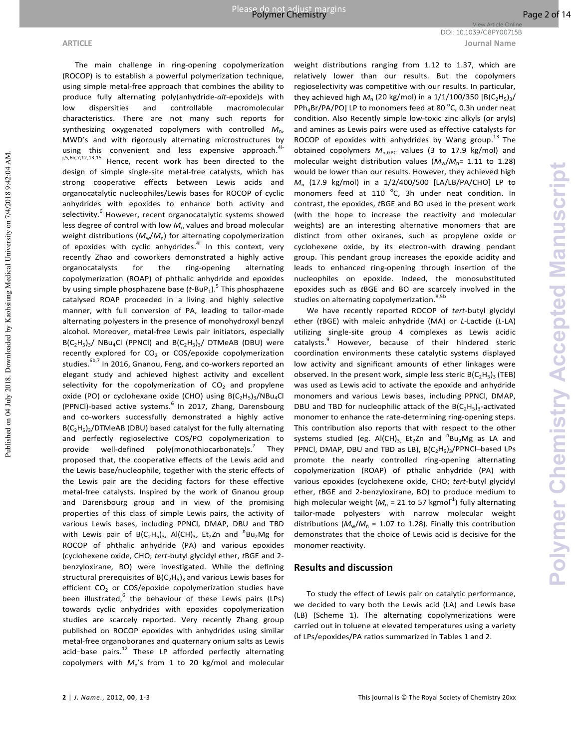The main challenge in ring-opening copolymerization (ROCOP) is to establish a powerful polymerization technique, using simple metal-free approach that combines the ability to produce fully alternating poly(anhydride-*alt*-epoxide)s with low dispersities and controllable macromolecular characteristics. There are not many such reports for synthesizing oxygenated copolymers with controlled $M_n$, MWD's and with rigorously alternating microstructures by using this convenient and less expensive approach.[4i-j,5,6b,7,12,13,15] Hence, recent work has been directed to the design of simple single-site metal-free catalysts, which has strong cooperative effects between Lewis acids and organocatalytic nucleophiles/Lewis bases for ROCOP of cyclic anhydrides with epoxides to enhance both activity and selectivity.[6] However, recent organocatalytic systems showed less degree of control with low $M_n$ values and broad molecular weight distributions ($M_w/M_n$) for alternating copolymerization of epoxides with cyclic anhydrides.[4i] In this context, very recently Zhao and coworkers demonstrated a highly active organocatalysts for the ring-opening alternating copolymerization (ROAP) of phthalic anhydride and epoxides by using simple phosphazene base (*t*-BuP$_1$).[5] This phosphazene catalysed ROAP proceeded in a living and highly selective manner, with full conversion of PA, leading to tailor-made alternating polyesters in the presence of monohydroxyl benzyl alcohol. Moreover, metal-free Lewis pair initiators, especially $B(C_2H_5)_3$/ $NBu_4Cl$ (PPNCl) and $B(C_2H_5)_3$/ DTMeAB (DBU) were recently explored for $CO_2$ or COS/epoxide copolymerization studies.[6b,7] In 2016, Gnanou, Feng, and co-workers reported an elegant study and achieved highest activity and excellent selectivity for the copolymerization of $CO_2$ and propylene oxide (PO) or cyclohexane oxide (CHO) using $B(C_2H_5)_3$/$NBu_4Cl$ (PPNCl)-based active systems.[6] In 2017, Zhang, Darensbourg and co-workers successfully demonstrated a highly active $B(C_2H_5)_3$/DTMeAB (DBU) based catalyst for the fully alternating and perfectly regioselective COS/PO copolymerization to provide well-defined poly(monothiocarbonate)s.[7] They proposed that, the cooperative effects of the Lewis acid and the Lewis base/nucleophile, together with the steric effects of the Lewis pair are the deciding factors for these effective metal-free catalysts. Inspired by the work of Gnanou group and Darensbourg group and in view of the promising properties of this class of simple Lewis pairs, the activity of various Lewis bases, including PPNCl, DMAP, DBU and TBD with Lewis pair of $B(C_2H_5)_3$, $Al(CH)_3$, $Et_2Zn$ and $^nBu_2Mg$ for ROCOP of phthalic anhydride (PA) and various epoxides (cyclohexene oxide, CHO; *tert*-butyl glycidyl ether, *t*BGE and 2-benzyloxirane, BO) were investigated. While the defining structural prerequisites of $B(C_2H_5)_3$ and various Lewis bases for efficient $CO_2$ or COS/epoxide copolymerization studies have been illustrated,[6] the behaviour of these Lewis pairs (LPs) towards cyclic anhydrides with epoxides copolymerization studies are scarcely reported. Very recently Zhang group published on ROCOP epoxides with anhydrides using similar metal-free organoboranes and quaternary onium salts as Lewis acid–base pairs.[12] These LP afforded perfectly alternating copolymers with $M_n$'s from 1 to 20 kg/mol and molecular weight distributions ranging from 1.12 to 1.37, which are relatively lower than our results. But the copolymers regioselectivity was competitive with our results. In particular, they achieved high $M_n$ (20 kg/mol) in a 1/1/100/350 [$B(C_2H_5)_3$/ $PPh_4Br$/PA/PO] LP to monomers feed at 80 °C, 0.3h under neat condition. Also Recently simple low-toxic zinc alkyls (or aryls) and amines as Lewis pairs were used as effective catalysts for ROCOP of epoxides with anhydrides by Wang group.[13] The obtained copolymers $M_{n,GPC}$ values (3 to 17.9 kg/mol) and molecular weight distribution values ($M_w/M_n$= 1.11 to 1.28) would be lower than our results. However, they achieved high $M_n$ (17.9 kg/mol) in a 1/2/400/500 [LA/LB/PA/CHO] LP to monomers feed at 110 °C, 3h under neat condition. In contrast, the epoxides, *t*BGE and BO used in the present work (with the hope to increase the reactivity and molecular weights) are an interesting alternative monomers that are distinct from other oxiranes, such as propylene oxide or cyclohexene oxide, by its electron-with drawing pendant group. This pendant group increases the epoxide acidity and leads to enhanced ring-opening through insertion of the nucleophiles on epoxide. Indeed, the monosubstituted epoxides such as *t*BGE and BO are scarcely involved in the studies on alternating copolymerization.[8,5b]

We have recently reported ROCOP of *tert*-butyl glycidyl ether (*t*BGE) with maleic anhydride (MA) or *L*-Lactide (*L*-LA) utilizing single-site group 4 complexes as Lewis acidic catalysts.[9] However, because of their hindered steric coordination environments these catalytic systems displayed low activity and significant amounts of ether linkages were observed. In the present work, simple less steric $B(C_2H_5)_3$ (TEB) was used as Lewis acid to activate the epoxide and anhydride monomers and various Lewis bases, including PPNCl, DMAP, DBU and TBD for nucleophilic attack of the $B(C_2H_5)_3$-activated monomer to enhance the rate-determining ring-opening steps. This contribution also reports that with respect to the other systems studied (eg. $Al(CH)_3$, $Et_2Zn$ and $^nBu_2Mg$ as LA and PPNCl, DMAP, DBU and TBD as LB), $B(C_2H_5)_3$/PPNCl–based LPs promote the nearly controlled ring-opening alternating copolymerization (ROAP) of pthalic anhydride (PA) with various epoxides (cyclohexene oxide, CHO; *tert*-butyl glycidyl ether, *t*BGE and 2-benzyloxirane, BO) to produce medium to high molecular weight ($M_n$ = 21 to 57 kgmol$^{-1}$) fully alternating tailor-made polyesters with narrow molecular weight distributions ($M_w/M_n$ = 1.07 to 1.28). Finally this contribution demonstrates that the choice of Lewis acid is decisive for the monomer reactivity.

## Results and discussion

To study the effect of Lewis pair on catalytic performance, we decided to vary both the Lewis acid (LA) and Lewis base (LB) (Scheme 1). The alternating copolymerizations were carried out in toluene at elevated temperatures using a variety of LPs/epoxides/PA ratios summarized in Tables 1 and 2.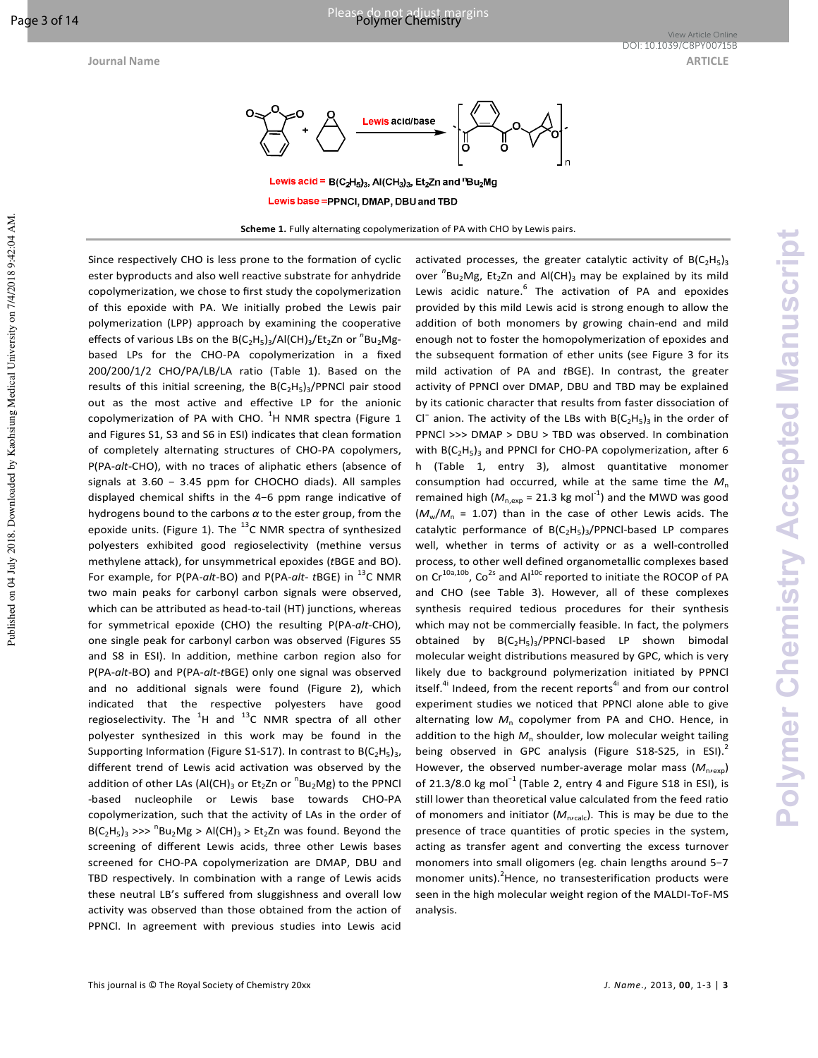Lewis acid = $B(C_2H_5)_3$, $Al(CH_3)_3$, $Et_2Zn$ and $^nBu_2Mg$

Lewis base = PPNCl, DMAP, DBU and TBD

**Scheme 1.** Fully alternating copolymerization of PA with CHO by Lewis pairs.

Since respectively CHO is less prone to the formation of cyclic ester byproducts and also well reactive substrate for anhydride copolymerization, we chose to first study the copolymerization of this epoxide with PA. We initially probed the Lewis pair polymerization (LPP) approach by examining the cooperative effects of various LBs on the $B(C_2H_5)_3$/$Al(CH)_3$/$Et_2Zn$ or $^nBu_2Mg$-based LPs for the CHO-PA copolymerization in a fixed 200/200/1/2 CHO/PA/LB/LA ratio (Table 1). Based on the results of this initial screening, the $B(C_2H_5)_3$/PPNCl pair stood out as the most active and effective LP for the anionic copolymerization of PA with CHO. $^1H$ NMR spectra (Figure 1 and Figures S1, S3 and S6 in ESI) indicates that clean formation of completely alternating structures of CHO-PA copolymers, P(PA-*alt*-CHO), with no traces of aliphatic ethers (absence of signals at 3.60 – 3.45 ppm for CHOCHO diads). All samples displayed chemical shifts in the 4–6 ppm range indicative of hydrogens bound to the carbons $\alpha$ to the ester group, from the epoxide units. (Figure 1). The $^{13}C$ NMR spectra of synthesized polyesters exhibited good regioselectivity (methine versus methylene attack), for unsymmetrical epoxides (*t*BGE and BO). For example, for P(PA-*alt*-BO) and P(PA-*alt*- *t*BGE) in $^{13}C$ NMR two main peaks for carbonyl carbon signals were observed, which can be attributed as head-to-tail (HT) junctions, whereas for symmetrical epoxide (CHO) the resulting P(PA-*alt*-CHO), one single peak for carbonyl carbon was observed (Figures S5 and S8 in ESI). In addition, methine carbon region also for P(PA-*alt*-BO) and P(PA-*alt*-*t*BGE) only one signal was observed and no additional signals were found (Figure 2), which indicated that the respective polyesters have good regioselectivity. The $^1H$ and $^{13}C$ NMR spectra of all other polyester synthesized in this work may be found in the Supporting Information (Figure S1-S17). In contrast to $B(C_2H_5)_3$, different trend of Lewis acid activation was observed by the addition of other LAs ($Al(CH)_3$ or $Et_2Zn$ or $^nBu_2Mg$) to the PPNCl -based nucleophile or Lewis base towards CHO-PA copolymerization, such that the activity of LAs in the order of $B(C_2H_5)_3$ >>> $^nBu_2Mg$ > $Al(CH)_3$ > $Et_2Zn$ was found. Beyond the screening of different Lewis acids, three other Lewis bases screened for CHO-PA copolymerization are DMAP, DBU and TBD respectively. In combination with a range of Lewis acids these neutral LB's suffered from sluggishness and overall low activity was observed than those obtained from the action of PPNCl. In agreement with previous studies into Lewis acid activated processes, the greater catalytic activity of $B(C_2H_5)_3$ over $^nBu_2Mg$, $Et_2Zn$ and $Al(CH)_3$ may be explained by its mild Lewis acidic nature.[6] The activation of PA and epoxides provided by this mild Lewis acid is strong enough to allow the addition of both monomers by growing chain-end and mild enough not to foster the homopolymerization of epoxides and the subsequent formation of ether units (see Figure 3 for its mild activation of PA and *t*BGE). In contrast, the greater activity of PPNCl over DMAP, DBU and TBD may be explained by its cationic character that results from faster dissociation of $Cl^-$ anion. The activity of the LBs with $B(C_2H_5)_3$ in the order of PPNCl >>> DMAP > DBU > TBD was observed. In combination with $B(C_2H_5)_3$ and PPNCl for CHO-PA copolymerization, after 6 h (Table 1, entry 3), almost quantitative monomer consumption had occurred, while at the same time the $M_n$ remained high ($M_{n,exp}$ = 21.3 kg mol$^{-1}$) and the MWD was good ($M_w/M_n$ = 1.07) than in the case of other Lewis acids. The catalytic performance of $B(C_2H_5)_3$/PPNCl-based LP compares well, whether in terms of activity or as a well-controlled process, to other well defined organometallic complexes based on Cr[10a,10b], Co[2s] and Al[10c] reported to initiate the ROCOP of PA and CHO (see Table 3). However, all of these complexes synthesis required tedious procedures for their synthesis which may not be commercially feasible. In fact, the polymers obtained by $B(C_2H_5)_3$/PPNCl-based LP shown bimodal molecular weight distributions measured by GPC, which is very likely due to background polymerization initiated by PPNCl itself.[4i] Indeed, from the recent reports[4i] and from our control experiment studies we noticed that PPNCl alone able to give alternating low $M_n$ copolymer from PA and CHO. Hence, in addition to the high $M_n$ shoulder, low molecular weight tailing being observed in GPC analysis (Figure S18-S25, in ESI).[2] However, the observed number-average molar mass ($M_{n,exp}$) of 21.3/8.0 kg mol$^{-1}$ (Table 2, entry 4 and Figure S18 in ESI), is still lower than theoretical value calculated from the feed ratio of monomers and initiator ($M_{n,calc}$). This is may be due to the presence of trace quantities of protic species in the system, acting as transfer agent and converting the excess turnover monomers into small oligomers (eg. chain lengths around 5–7 monomer units).[2] Hence, no transesterification products were seen in the high molecular weight region of the MALDI-ToF-MS analysis.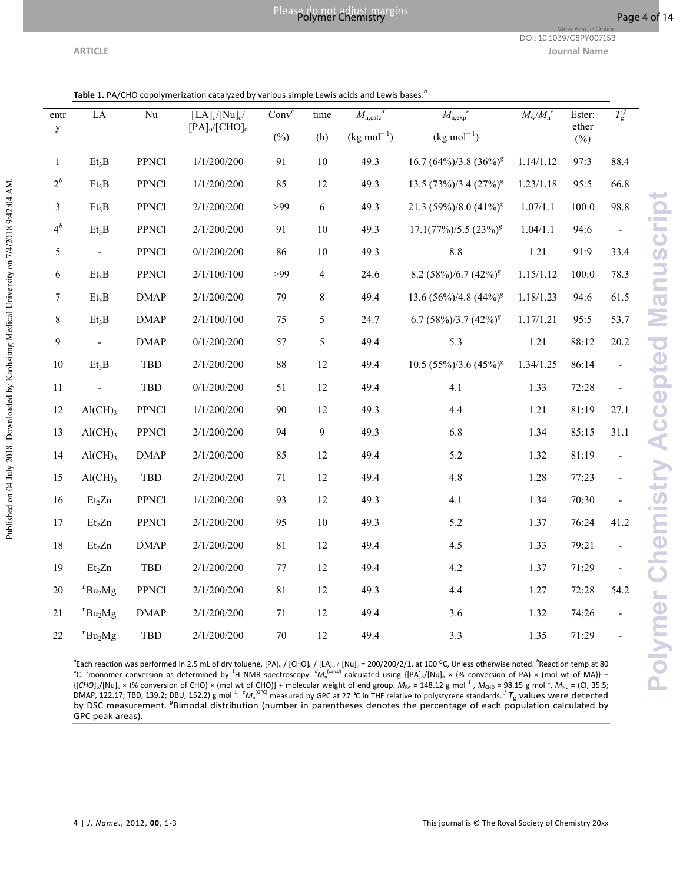**Table 1.** PA/CHO copolymerization catalyzed by various simple Lewis acids and Lewis bases.[a]

| entry | LA | Nu | $[LA]_o/[Nu]_o/[PA]_o/[CHO]_o$ | Conv[c] (%) | time (h) | $M_{n,calc}$[d] (kg mol$^{-1}$) | $M_{n,exp}$[e] (kg mol$^{-1}$) | $M_w/M_n$[e] | Ester: ether (%) | $T_g$[f] |
|---|---|---|---|---|---|---|---|---|---|---|
| 1 | $Et_3B$ | PPNCl | 1/1/200/200 | 91 | 10 | 49.3 | 16.7 (64%)/3.8 (36%)[g] | 1.14/1.12 | 97:3 | 88.4 |
| 2[b] | $Et_3B$ | PPNCl | 1/1/200/200 | 85 | 12 | 49.3 | 13.5 (73%)/3.4 (27%)[g] | 1.23/1.18 | 95:5 | 66.8 |
| 3 | $Et_3B$ | PPNCl | 2/1/200/200 | >99 | 6 | 49.3 | 21.3 (59%)/8.0 (41%)[g] | 1.07/1.1 | 100:0 | 98.8 |
| 4[b] | $Et_3B$ | PPNCl | 2/1/200/200 | 91 | 10 | 49.3 | 17.1(77%)/5.5 (23%)[g] | 1.04/1.1 | 94:6 | - |
| 5 | - | PPNCl | 0/1/200/200 | 86 | 10 | 49.3 | 8.8 | 1.21 | 91:9 | 33.4 |
| 6 | $Et_3B$ | PPNCl | 2/1/100/100 | >99 | 4 | 24.6 | 8.2 (58%)/6.7 (42%)[g] | 1.15/1.12 | 100:0 | 78.3 |
| 7 | $Et_3B$ | DMAP | 2/1/200/200 | 79 | 8 | 49.4 | 13.6 (56%)/4.8 (44%)[g] | 1.18/1.23 | 94:6 | 61.5 |
| 8 | $Et_3B$ | DMAP | 2/1/100/100 | 75 | 5 | 24.7 | 6.7 (58%)/3.7 (42%)[g] | 1.17/1.21 | 95:5 | 53.7 |
| 9 | - | DMAP | 0/1/200/200 | 57 | 5 | 49.4 | 5.3 | 1.21 | 88:12 | 20.2 |
| 10 | $Et_3B$ | TBD | 2/1/200/200 | 88 | 12 | 49.4 | 10.5 (55%)/3.6 (45%)[g] | 1.34/1.25 | 86:14 | - |
| 11 | - | TBD | 0/1/200/200 | 51 | 12 | 49.4 | 4.1 | 1.33 | 72:28 | - |
| 12 | $Al(CH)_3$ | PPNCl | 1/1/200/200 | 90 | 12 | 49.3 | 4.4 | 1.21 | 81:19 | 27.1 |
| 13 | $Al(CH)_3$ | PPNCl | 2/1/200/200 | 94 | 9 | 49.3 | 6.8 | 1.34 | 85:15 | 31.1 |
| 14 | $Al(CH)_3$ | DMAP | 2/1/200/200 | 85 | 12 | 49.4 | 5.2 | 1.32 | 81:19 | - |
| 15 | $Al(CH)_3$ | TBD | 2/1/200/200 | 71 | 12 | 49.4 | 4.8 | 1.28 | 77:23 | - |
| 16 | $Et_2Zn$ | PPNCl | 1/1/200/200 | 93 | 12 | 49.3 | 4.1 | 1.34 | 70:30 | - |
| 17 | $Et_2Zn$ | PPNCl | 2/1/200/200 | 95 | 10 | 49.3 | 5.2 | 1.37 | 76:24 | 41.2 |
| 18 | $Et_2Zn$ | DMAP | 2/1/200/200 | 81 | 12 | 49.4 | 4.5 | 1.33 | 79:21 | - |
| 19 | $Et_2Zn$ | TBD | 2/1/200/200 | 77 | 12 | 49.4 | 4.2 | 1.37 | 71:29 | - |
| 20 | $^nBu_2Mg$ | PPNCl | 2/1/200/200 | 81 | 12 | 49.3 | 4.4 | 1.27 | 72:28 | 54.2 |
| 21 | $^nBu_2Mg$ | DMAP | 2/1/200/200 | 71 | 12 | 49.4 | 3.6 | 1.32 | 74:26 | - |
| 22 | $^nBu_2Mg$ | TBD | 2/1/200/200 | 70 | 12 | 49.4 | 3.3 | 1.35 | 71:29 | - |

[a]Each reaction was performed in 2.5 mL of dry toluene, $[PA]_o$ / $[CHO]_o$ / $[LA]_o$ / $[Nu]_o$ = 200/200/2/1, at 100 °C, Unless otherwise noted. [b]Reaction temp at 80 °C. [c]monomer conversion as determined by $^1$H NMR spectroscopy. [d]$M_n^{(calcd)}$ calculated using {$[PA]_o/[Nu]_o$ × (% conversion of PA) × (mol wt of MA)} + {$[CHO]_o/[Nu]_o$ × (% conversion of CHO) × (mol wt of CHO)} + molecular weight of end group. $M_{PA}$ = 148.12 g mol$^{-1}$, $M_{CHO}$ = 98.15 g mol$^{-1}$, $M_{Nu}$ = (Cl, 35.5; DMAP, 122.17; TBD, 139.2; DBU, 152.2) g mol$^{-1}$. [e]$M_n^{(GPC)}$ measured by GPC at 27 °C in THF relative to polystyrene standards. [f]$T_g$ values were detected by DSC measurement. [g]Bimodal distribution (number in parentheses denotes the percentage of each population calculated by GPC peak areas).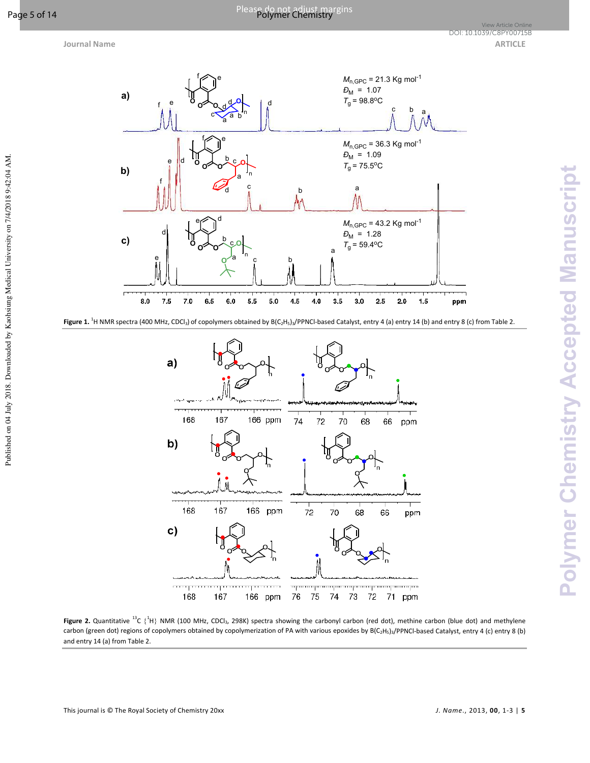**Figure 1.** $^{1}H$ NMR spectra (400 MHz, $CDCl_3$) of copolymers obtained by $B(C_2H_5)_3$/PPNCl-based Catalyst, entry 4 (a) entry 14 (b) and entry 8 (c) from Table 2.

**Figure 2.** Quantitative $^{13}C$ {$^{1}H$} NMR (100 MHz, $CDCl_3$, 298K) spectra showing the carbonyl carbon (red dot), methine carbon (blue dot) and methylene carbon (green dot) regions of copolymers obtained by copolymerization of PA with various epoxides by $B(C_2H_5)_3$/PPNCl-based Catalyst, entry 4 (c) entry 8 (b) and entry 14 (a) from Table 2.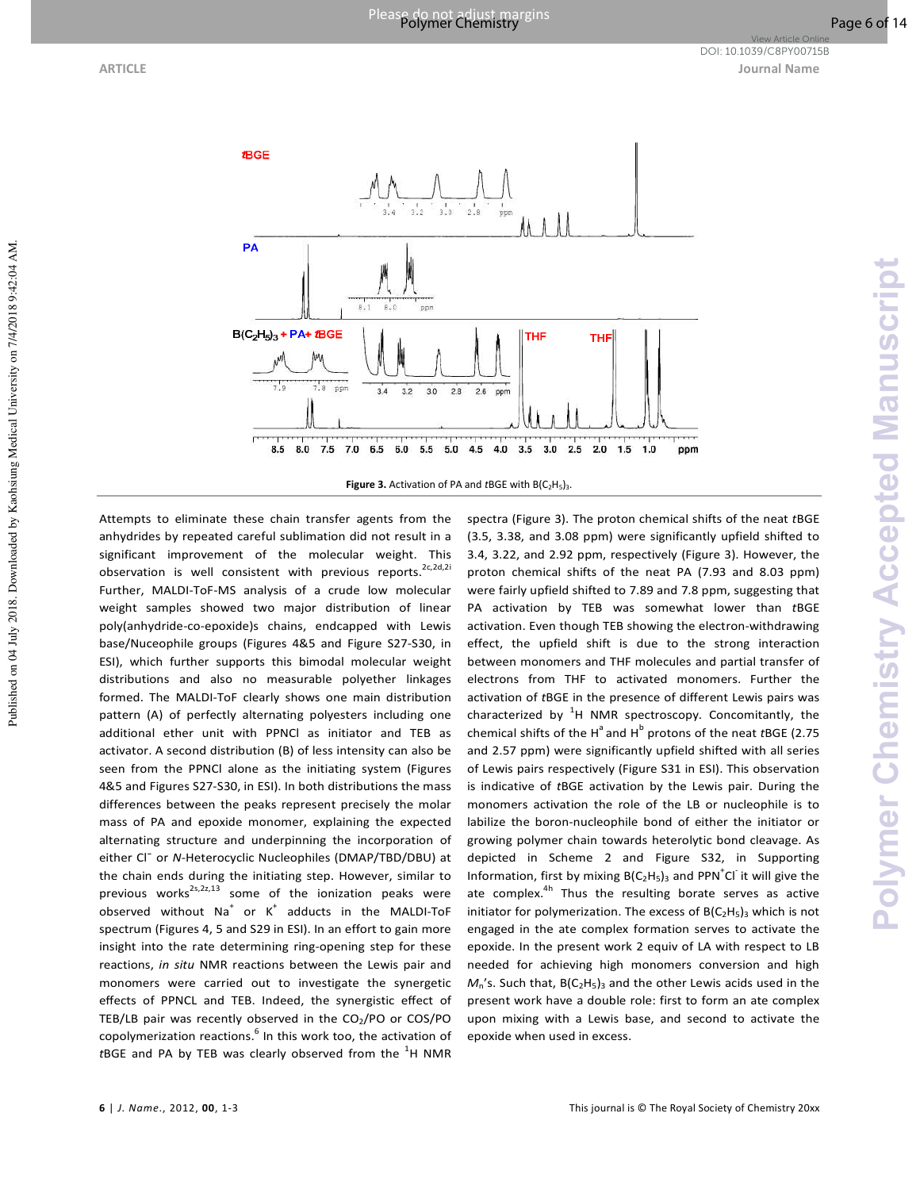**Figure 3.** Activation of PA and *t*BGE with $B(C_2H_5)_3$.

Attempts to eliminate these chain transfer agents from the anhydrides by repeated careful sublimation did not result in a significant improvement of the molecular weight. This observation is well consistent with previous reports.[2c,2d,2i] Further, MALDI-ToF-MS analysis of a crude low molecular weight samples showed two major distribution of linear poly(anhydride-co-epoxide)s chains, endcapped with Lewis base/Nuceophile groups (Figures 4&5 and Figure S27-S30, in ESI), which further supports this bimodal molecular weight distributions and also no measurable polyether linkages formed. The MALDI-ToF clearly shows one main distribution pattern (A) of perfectly alternating polyesters including one additional ether unit with PPNCl as initiator and TEB as activator. A second distribution (B) of less intensity can also be seen from the PPNCl alone as the initiating system (Figures 4&5 and Figures S27-S30, in ESI). In both distributions the mass differences between the peaks represent precisely the molar mass of PA and epoxide monomer, explaining the expected alternating structure and underpinning the incorporation of either $Cl^-$ or *N*-Heterocyclic Nucleophiles (DMAP/TBD/DBU) at the chain ends during the initiating step. However, similar to previous works[2s,2z,13] some of the ionization peaks were observed without $Na^+$ or $K^+$ adducts in the MALDI-ToF spectrum (Figures 4, 5 and S29 in ESI). In an effort to gain more insight into the rate determining ring-opening step for these reactions, *in situ* NMR reactions between the Lewis pair and monomers were carried out to investigate the synergetic effects of PPNCL and TEB. Indeed, the synergistic effect of TEB/LB pair was recently observed in the $CO_2$/PO or COS/PO copolymerization reactions.[6] In this work too, the activation of *t*BGE and PA by TEB was clearly observed from the $^1$H NMR spectra (Figure 3). The proton chemical shifts of the neat *t*BGE (3.5, 3.38, and 3.08 ppm) were significantly upfield shifted to 3.4, 3.22, and 2.92 ppm, respectively (Figure 3). However, the proton chemical shifts of the neat PA (7.93 and 8.03 ppm) were fairly upfield shifted to 7.89 and 7.8 ppm, suggesting that PA activation by TEB was somewhat lower than *t*BGE activation. Even though TEB showing the electron-withdrawing effect, the upfield shift is due to the strong interaction between monomers and THF molecules and partial transfer of electrons from THF to activated monomers. Further the activation of *t*BGE in the presence of different Lewis pairs was characterized by $^1$H NMR spectroscopy. Concomitantly, the chemical shifts of the $H^a$ and $H^b$ protons of the neat *t*BGE (2.75 and 2.57 ppm) were significantly upfield shifted with all series of Lewis pairs respectively (Figure S31 in ESI). This observation is indicative of *t*BGE activation by the Lewis pair. During the monomers activation the role of the LB or nucleophile is to labilize the boron-nucleophile bond of either the initiator or growing polymer chain towards heterolytic bond cleavage. As depicted in Scheme 2 and Figure S32, in Supporting Information, first by mixing $B(C_2H_5)_3$ and $PPN^+Cl^-$ it will give the ate complex.[4h] Thus the resulting borate serves as active initiator for polymerization. The excess of $B(C_2H_5)_3$ which is not engaged in the ate complex formation serves to activate the epoxide. In the present work 2 equiv of LA with respect to LB needed for achieving high monomers conversion and high $M_n$'s. Such that, $B(C_2H_5)_3$ and the other Lewis acids used in the present work have a double role: first to form an ate complex upon mixing with a Lewis base, and second to activate the epoxide when used in excess.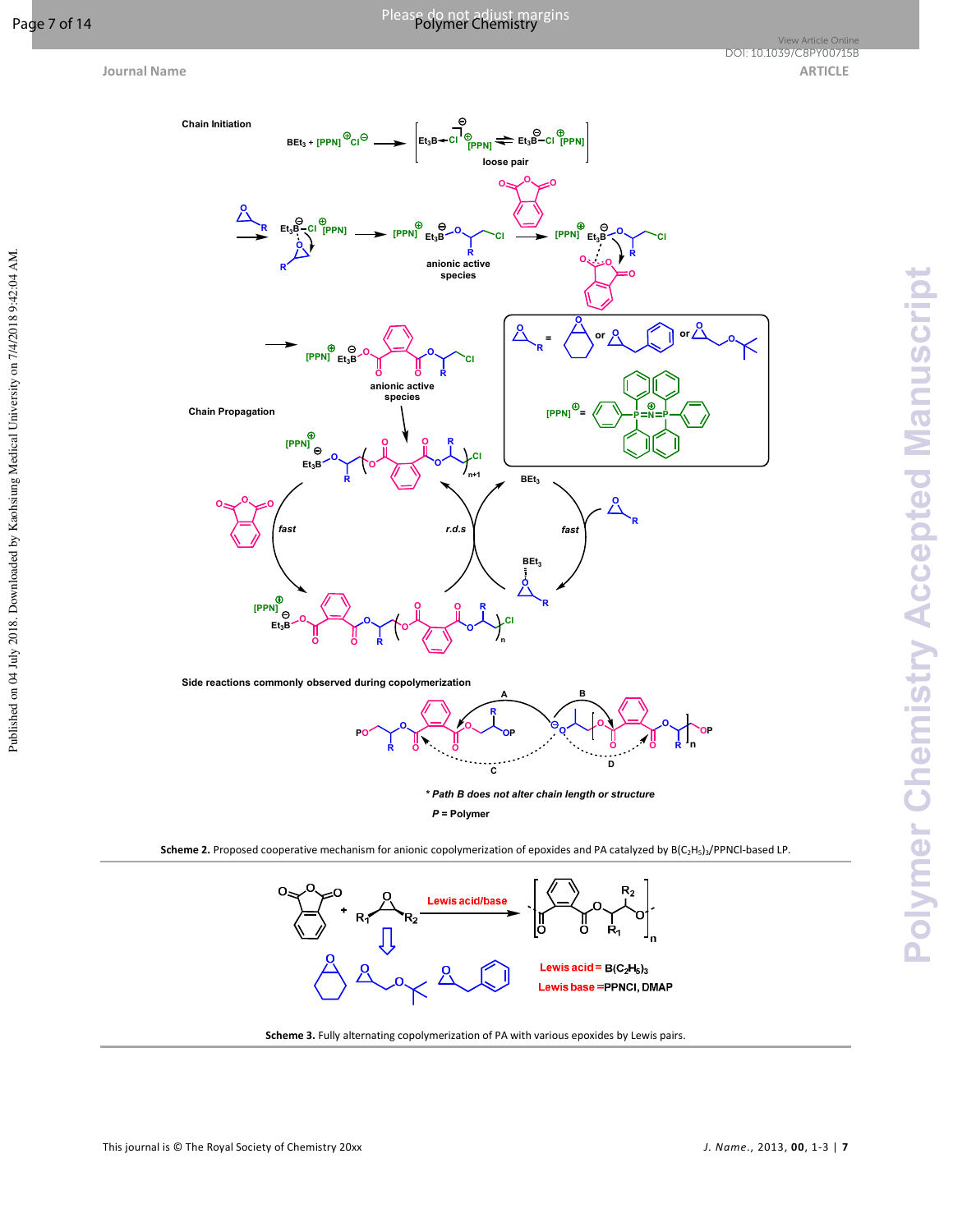**Scheme 2.** Proposed cooperative mechanism for anionic copolymerization of epoxides and PA catalyzed by $B(C_2H_5)_3$/PPNCl-based LP.

**Scheme 3.** Fully alternating copolymerization of PA with various epoxides by Lewis pairs.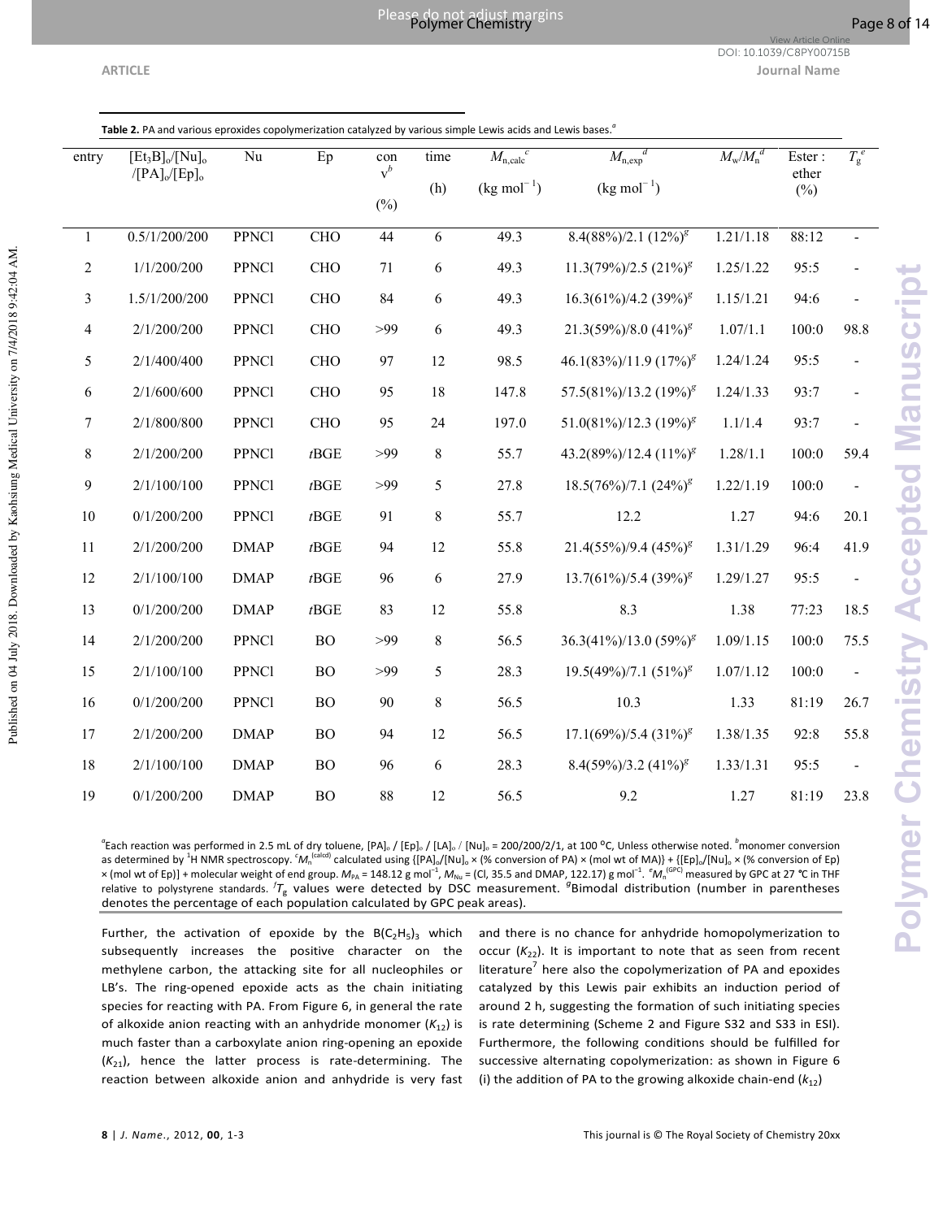**Table 2.** PA and various epoxides copolymerization catalyzed by various simple Lewis acids and Lewis bases.[a]

| entry | $[Et_3B]_o/[Nu]_o/[PA]_o/[Ep]_o$ | Nu | Ep | conv[b] (%) | time (h) | $M_{n,calc}$[c] ($kg\ mol^{-1}$) | $M_{n,exp}$[d] ($kg\ mol^{-1}$) | $M_w/M_n$[d] | Ester : ether (%) | $T_g$[e] |
|---|---|---|---|---|---|---|---|---|---|---|
| 1 | 0.5/1/200/200 | PPNCl | CHO | 44 | 6 | 49.3 | 8.4(88%)/2.1 (12%)[g] | 1.21/1.18 | 88:12 | - |
| 2 | 1/1/200/200 | PPNCl | CHO | 71 | 6 | 49.3 | 11.3(79%)/2.5 (21%)[g] | 1.25/1.22 | 95:5 | - |
| 3 | 1.5/1/200/200 | PPNCl | CHO | 84 | 6 | 49.3 | 16.3(61%)/4.2 (39%)[g] | 1.15/1.21 | 94:6 | - |
| 4 | 2/1/200/200 | PPNCl | CHO | >99 | 6 | 49.3 | 21.3(59%)/8.0 (41%)[g] | 1.07/1.1 | 100:0 | 98.8 |
| 5 | 2/1/400/400 | PPNCl | CHO | 97 | 12 | 98.5 | 46.1(83%)/11.9 (17%)[g] | 1.24/1.24 | 95:5 | - |
| 6 | 2/1/600/600 | PPNCl | CHO | 95 | 18 | 147.8 | 57.5(81%)/13.2 (19%)[g] | 1.24/1.33 | 93:7 | - |
| 7 | 2/1/800/800 | PPNCl | CHO | 95 | 24 | 197.0 | 51.0(81%)/12.3 (19%)[g] | 1.1/1.4 | 93:7 | - |
| 8 | 2/1/200/200 | PPNCl | *t*BGE | >99 | 8 | 55.7 | 43.2(89%)/12.4 (11%)[g] | 1.28/1.1 | 100:0 | 59.4 |
| 9 | 2/1/100/100 | PPNCl | *t*BGE | >99 | 5 | 27.8 | 18.5(76%)/7.1 (24%)[g] | 1.22/1.19 | 100:0 | - |
| 10 | 0/1/200/200 | PPNCl | *t*BGE | 91 | 8 | 55.7 | 12.2 | 1.27 | 94:6 | 20.1 |
| 11 | 2/1/200/200 | DMAP | *t*BGE | 94 | 12 | 55.8 | 21.4(55%)/9.4 (45%)[g] | 1.31/1.29 | 96:4 | 41.9 |
| 12 | 2/1/100/100 | DMAP | *t*BGE | 96 | 6 | 27.9 | 13.7(61%)/5.4 (39%)[g] | 1.29/1.27 | 95:5 | - |
| 13 | 0/1/200/200 | DMAP | *t*BGE | 83 | 12 | 55.8 | 8.3 | 1.38 | 77:23 | 18.5 |
| 14 | 2/1/200/200 | PPNCl | BO | >99 | 8 | 56.5 | 36.3(41%)/13.0 (59%)[g] | 1.09/1.15 | 100:0 | 75.5 |
| 15 | 2/1/100/100 | PPNCl | BO | >99 | 5 | 28.3 | 19.5(49%)/7.1 (51%)[g] | 1.07/1.12 | 100:0 | - |
| 16 | 0/1/200/200 | PPNCl | BO | 90 | 8 | 56.5 | 10.3 | 1.33 | 81:19 | 26.7 |
| 17 | 2/1/200/200 | DMAP | BO | 94 | 12 | 56.5 | 17.1(69%)/5.4 (31%)[g] | 1.38/1.35 | 92:8 | 55.8 |
| 18 | 2/1/100/100 | DMAP | BO | 96 | 6 | 28.3 | 8.4(59%)/3.2 (41%)[g] | 1.33/1.31 | 95:5 | - |
| 19 | 0/1/200/200 | DMAP | BO | 88 | 12 | 56.5 | 9.2 | 1.27 | 81:19 | 23.8 |

[a]Each reaction was performed in 2.5 mL of dry toluene, $[PA]_o$ / $[Ep]_o$ / $[LA]_o$ / $[Nu]_o$ = 200/200/2/1, at 100 °C, Unless otherwise noted. [b]monomer conversion as determined by $^1H$ NMR spectroscopy. [c]$M_n^{(calcd)}$ calculated using $\{[PA]_o/[Nu]_o \times$ (% conversion of PA) $\times$ (mol wt of MA)$\}$ + $\{[Ep]_o/[Nu]_o \times$ (% conversion of Ep) $\times$ (mol wt of Ep)$\}$ + molecular weight of end group. $M_{PA}$ = 148.12 g mol$^{-1}$, $M_{Nu}$ = (Cl, 35.5 and DMAP, 122.17) g mol$^{-1}$. [d]$M_n^{(GPC)}$ measured by GPC at 27 °C in THF relative to polystyrene standards. [f]$T_g$ values were detected by DSC measurement. [g]Bimodal distribution (number in parentheses denotes the percentage of each population calculated by GPC peak areas).

Further, the activation of epoxide by the $B(C_2H_5)_3$ which subsequently increases the positive character on the methylene carbon, the attacking site for all nucleophiles or LB's. The ring-opened epoxide acts as the chain initiating species for reacting with PA. From Figure 6, in general the rate of alkoxide anion reacting with an anhydride monomer ($K_{12}$) is much faster than a carboxylate anion ring-opening an epoxide ($K_{21}$), hence the latter process is rate-determining. The reaction between alkoxide anion and anhydride is very fast and there is no chance for anhydride homopolymerization to occur ($K_{22}$). It is important to note that as seen from recent literature[7] here also the copolymerization of PA and epoxides catalyzed by this Lewis pair exhibits an induction period of around 2 h, suggesting the formation of such initiating species is rate determining (Scheme 2 and Figure S32 and S33 in ESI). Furthermore, the following conditions should be fulfilled for successive alternating copolymerization: as shown in Figure 6 (i) the addition of PA to the growing alkoxide chain-end ($k_{12}$)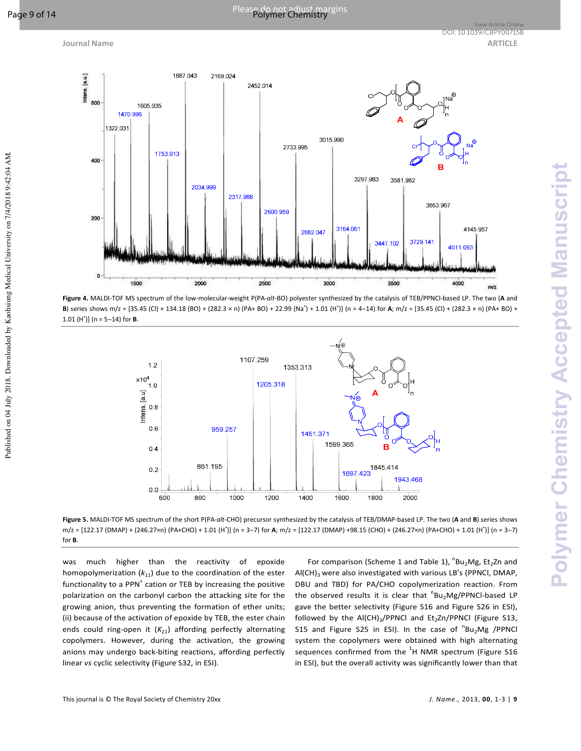**Figure 4.** MALDI-TOF MS spectrum of the low-molecular-weight P(PA-*alt*-BO) polyester synthesized by the catalysis of TEB/PPNCl-based LP. The two (**A** and **B**) series shows m/z = [35.45 (Cl) + 134.18 (BO) + (282.3 × n) (PA+ BO) + 22.99 ($Na^+$) + 1.01 ($H^+$)] (n = 4~14) for **A**; m/z = [35.45 (Cl) + (282.3 × n) (PA+ BO) + 1.01 ($H^+$)] (n = 5~14) for **B**.

**Figure 5.** MALDI-TOF MS spectrum of the short P(PA-*alt*-CHO) precursor synthesized by the catalysis of TEB/DMAP-based LP. The two (**A** and **B**) series shows m/z = [122.17 (DMAP) + (246.27×n) (PA+CHO) + 1.01 ($H^+$)] (n = 3~7) for **A**; m/z = [122.17 (DMAP) +98.15 (CHO) + (246.27×n) (PA+CHO) + 1.01 ($H^+$)] (n = 3~7) for **B**.

was much higher than the reactivity of epoxide homopolymerization ($k_{11}$) due to the coordination of the ester functionality to a $PPN^+$ cation or TEB by increasing the positive polarization on the carbonyl carbon the attacking site for the growing anion, thus preventing the formation of ether units; (ii) because of the activation of epoxide by TEB, the ester chain ends could ring-open it ($K_{21}$) affording perfectly alternating copolymers. However, during the activation, the growing anions may undergo back-biting reactions, affording perfectly linear *vs* cyclic selectivity (Figure S32, in ESI).

For comparison (Scheme 1 and Table 1), $^n$Bu$_2$Mg, $Et_2Zn$ and $Al(CH)_3$ were also investigated with various LB's (PPNCl, DMAP, DBU and TBD) for PA/CHO copolymerization reaction. From the observed results it is clear that $^n$Bu$_2$Mg/PPNCl-based LP gave the better selectivity (Figure S16 and Figure S26 in ESI), followed by the $Al(CH)_3$/PPNCl and $Et_2Zn$/PPNCl (Figure S13, S15 and Figure S25 in ESI). In the case of $^n$Bu$_2$Mg /PPNCl system the copolymers were obtained with high alternating sequences confirmed from the $^1$H NMR spectrum (Figure S16 in ESI), but the overall activity was significantly lower than that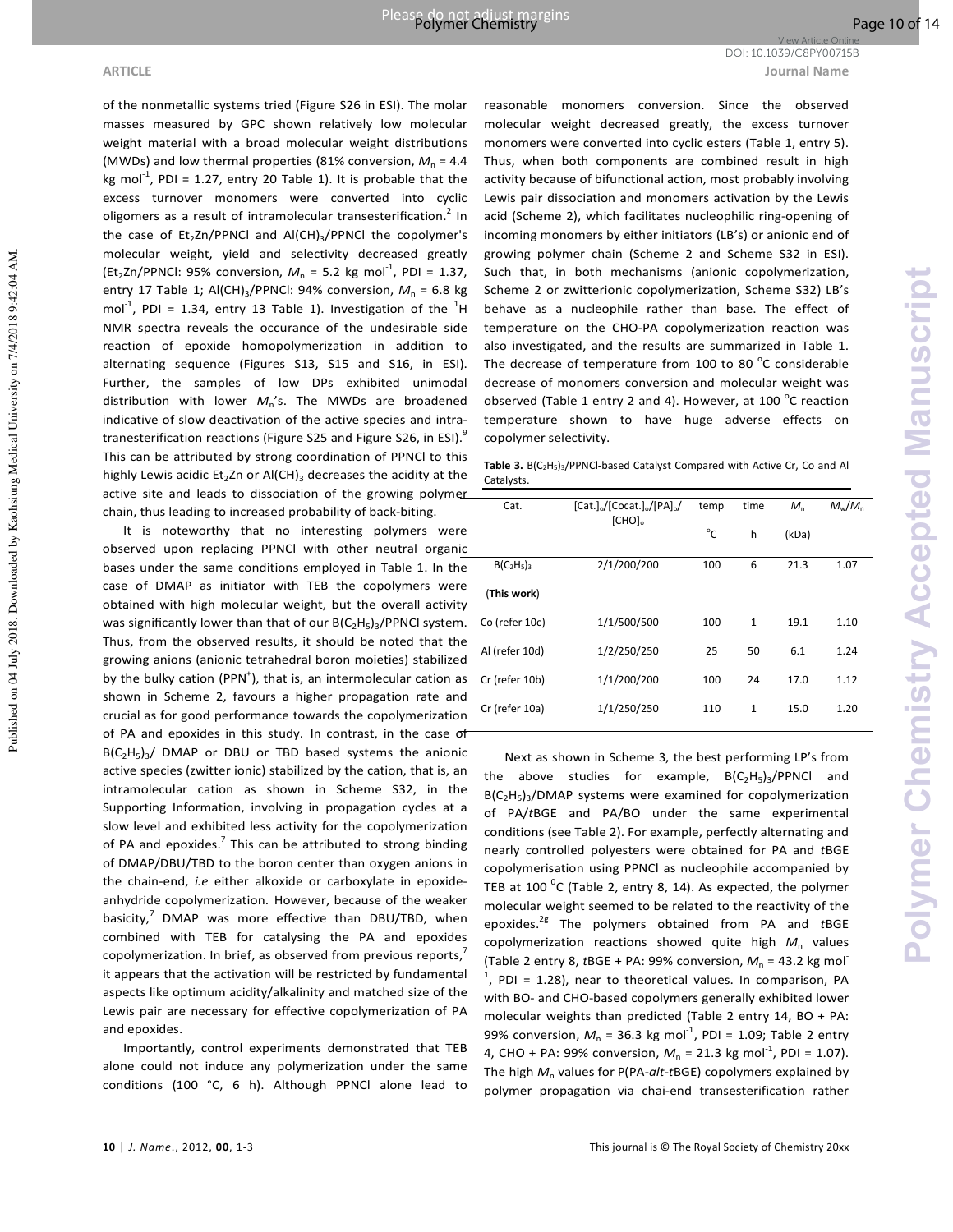of the nonmetallic systems tried (Figure S26 in ESI). The molar masses measured by GPC shown relatively low molecular weight material with a broad molecular weight distributions (MWDs) and low thermal properties (81% conversion, $M_n$ = 4.4 kg mol$^{-1}$, PDI = 1.27, entry 20 Table 1). It is probable that the excess turnover monomers were converted into cyclic oligomers as a result of intramolecular transesterification.[2] In the case of $Et_2Zn$/PPNCl and $Al(CH)_3$/PPNCl the copolymer's molecular weight, yield and selectivity decreased greatly ($Et_2Zn$/PPNCl: 95% conversion, $M_n$ = 5.2 kg mol$^{-1}$, PDI = 1.37, entry 17 Table 1; $Al(CH)_3$/PPNCl: 94% conversion, $M_n$ = 6.8 kg mol$^{-1}$, PDI = 1.34, entry 13 Table 1). Investigation of the $^1$H NMR spectra reveals the occurance of the undesirable side reaction of epoxide homopolymerization in addition to alternating sequence (Figures S13, S15 and S16, in ESI). Further, the samples of low DPs exhibited unimodal distribution with lower $M_n$'s. The MWDs are broadened indicative of slow deactivation of the active species and intra-transesterification reactions (Figure S25 and Figure S26, in ESI).[9] This can be attributed by strong coordination of PPNCl to this highly Lewis acidic $Et_2Zn$ or $Al(CH)_3$ decreases the acidity at the active site and leads to dissociation of the growing polymer chain, thus leading to increased probability of back-biting.

It is noteworthy that no interesting polymers were observed upon replacing PPNCl with other neutral organic bases under the same conditions employed in Table 1. In the case of DMAP as initiator with TEB the copolymers were obtained with high molecular weight, but the overall activity was significantly lower than that of our $B(C_2H_5)_3$/PPNCl system. Thus, from the observed results, it should be noted that the growing anions (anionic tetrahedral boron moieties) stabilized by the bulky cation (PPN$^+$), that is, an intermolecular cation as shown in Scheme 2, favours a higher propagation rate and crucial as for good performance towards the copolymerization of PA and epoxides in this study. In contrast, in the case of $B(C_2H_5)_3$/ DMAP or DBU or TBD based systems the anionic active species (zwitter ionic) stabilized by the cation, that is, an intramolecular cation as shown in Scheme S32, in the Supporting Information, involving in propagation cycles at a slow level and exhibited less activity for the copolymerization of PA and epoxides.[7] This can be attributed to strong binding of DMAP/DBU/TBD to the boron center than oxygen anions in the chain-end, *i.e* either alkoxide or carboxylate in epoxide-anhydride copolymerization. However, because of the weaker basicity,[7] DMAP was more effective than DBU/TBD, when combined with TEB for catalysing the PA and epoxides copolymerization. In brief, as observed from previous reports,[7] it appears that the activation will be restricted by fundamental aspects like optimum acidity/alkalinity and matched size of the Lewis pair are necessary for effective copolymerization of PA and epoxides.

Importantly, control experiments demonstrated that TEB alone could not induce any polymerization under the same conditions (100 °C, 6 h). Although PPNCl alone lead to reasonable monomers conversion. Since the observed molecular weight decreased greatly, the excess turnover monomers were converted into cyclic esters (Table 1, entry 5). Thus, when both components are combined result in high activity because of bifunctional action, most probably involving Lewis pair dissociation and monomers activation by the Lewis acid (Scheme 2), which facilitates nucleophilic ring-opening of incoming monomers by either initiators (LB's) or anionic end of growing polymer chain (Scheme 2 and Scheme S32 in ESI). Such that, in both mechanisms (anionic copolymerization, Scheme 2 or zwitterionic copolymerization, Scheme S32) LB's behave as a nucleophile rather than base. The effect of temperature on the CHO-PA copolymerization reaction was also investigated, and the results are summarized in Table 1. The decrease of temperature from 100 to 80 °C considerable decrease of monomers conversion and molecular weight was observed (Table 1 entry 2 and 4). However, at 100 °C reaction temperature shown to have huge adverse effects on copolymer selectivity.

**Table 3.** $B(C_2H_5)_3$/PPNCl-based Catalyst Compared with Active Cr, Co and Al Catalysts.

| Cat. | [Cat.]$_o$/[Cocat.]$_o$/[PA]$_o$/ [CHO]$_o$ | temp °C | time h | $M_n$ (kDa) | $M_w/M_n$ |
|---|---|---|---|---|---|
| $B(C_2H_5)_3$ (**This work**) | 2/1/200/200 | 100 | 6 | 21.3 | 1.07 |
| Co (refer 10c) | 1/1/500/500 | 100 | 1 | 19.1 | 1.10 |
| Al (refer 10d) | 1/2/250/250 | 25 | 50 | 6.1 | 1.24 |
| Cr (refer 10b) | 1/1/200/200 | 100 | 24 | 17.0 | 1.12 |
| Cr (refer 10a) | 1/1/250/250 | 110 | 1 | 15.0 | 1.20 |

Next as shown in Scheme 3, the best performing LP's from the above studies for example, $B(C_2H_5)_3$/PPNCl and $B(C_2H_5)_3$/DMAP systems were examined for copolymerization of PA/*t*BGE and PA/BO under the same experimental conditions (see Table 2). For example, perfectly alternating and nearly controlled polyesters were obtained for PA and *t*BGE copolymerisation using PPNCl as nucleophile accompanied by TEB at 100 °C (Table 2, entry 8, 14). As expected, the polymer molecular weight seemed to be related to the reactivity of the epoxides.[2g] The polymers obtained from PA and *t*BGE copolymerization reactions showed quite high $M_n$ values (Table 2 entry 8, *t*BGE + PA: 99% conversion, $M_n$ = 43.2 kg mol$^{-1}$, PDI = 1.28), near to theoretical values. In comparison, PA with BO- and CHO-based copolymers generally exhibited lower molecular weights than predicted (Table 2 entry 14, BO + PA: 99% conversion, $M_n$ = 36.3 kg mol$^{-1}$, PDI = 1.09; Table 2 entry 4, CHO + PA: 99% conversion, $M_n$ = 21.3 kg mol$^{-1}$, PDI = 1.07). The high $M_n$ values for P(PA-*alt*-*t*BGE) copolymers explained by polymer propagation via chai-end transesterification rather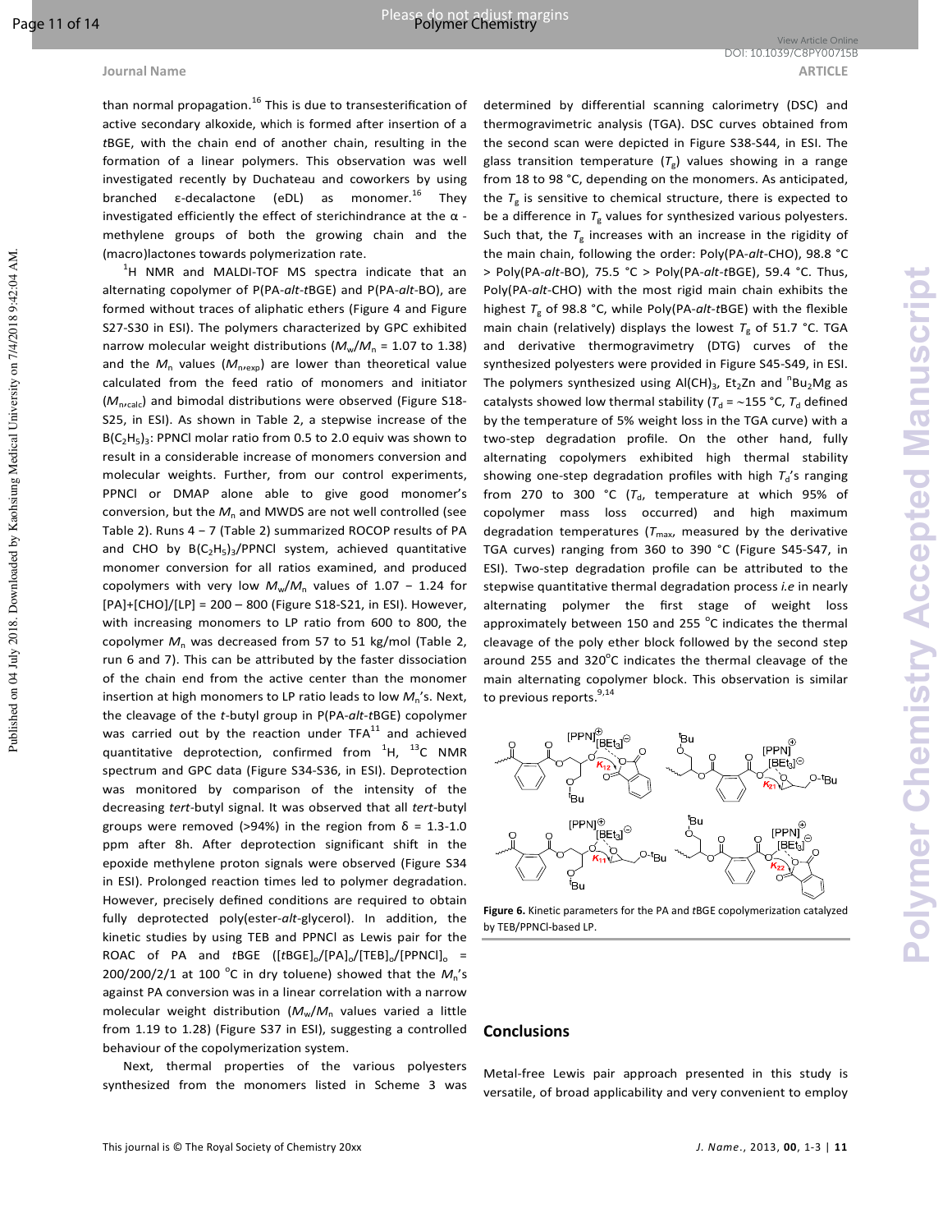than normal propagation.[16] This is due to transesterification of active secondary alkoxide, which is formed after insertion of a *t*BGE, with the chain end of another chain, resulting in the formation of a linear polymers. This observation was well investigated recently by Duchateau and coworkers by using branched ε-decalactone (eDL) as monomer.[16] They investigated efficiently the effect of sterichindrance at the α -methylene groups of both the growing chain and the (macro)lactones towards polymerization rate.

$^1$H NMR and MALDI-TOF MS spectra indicate that an alternating copolymer of P(PA-*alt*-*t*BGE) and P(PA-*alt*-BO), are formed without traces of aliphatic ethers (Figure 4 and Figure S27-S30 in ESI). The polymers characterized by GPC exhibited narrow molecular weight distributions ($M_w/M_n$ = 1.07 to 1.38) and the $M_n$ values ($M_{n,exp}$) are lower than theoretical value calculated from the feed ratio of monomers and initiator ($M_{n,calc}$) and bimodal distributions were observed (Figure S18-S25, in ESI). As shown in Table 2, a stepwise increase of the $B(C_2H_5)_3$: PPNCl molar ratio from 0.5 to 2.0 equiv was shown to result in a considerable increase of monomers conversion and molecular weights. Further, from our control experiments, PPNCl or DMAP alone able to give good monomer's conversion, but the $M_n$ and MWDS are not well controlled (see Table 2). Runs 4 – 7 (Table 2) summarized ROCOP results of PA and CHO by $B(C_2H_5)_3$/PPNCl system, achieved quantitative monomer conversion for all ratios examined, and produced copolymers with very low $M_w/M_n$ values of 1.07 – 1.24 for [PA]+[CHO]/[LP] = 200 – 800 (Figure S18-S21, in ESI). However, with increasing monomers to LP ratio from 600 to 800, the copolymer $M_n$ was decreased from 57 to 51 kg/mol (Table 2, run 6 and 7). This can be attributed by the faster dissociation of the chain end from the active center than the monomer insertion at high monomers to LP ratio leads to low $M_n$'s. Next, the cleavage of the *t*-butyl group in P(PA-*alt*-*t*BGE) copolymer was carried out by the reaction under TFA[11] and achieved quantitative deprotection, confirmed from $^1$H, $^{13}$C NMR spectrum and GPC data (Figure S34-S36, in ESI). Deprotection was monitored by comparison of the intensity of the decreasing *tert*-butyl signal. It was observed that all *tert*-butyl groups were removed (>94%) in the region from δ = 1.3-1.0 ppm after 8h. After deprotection significant shift in the epoxide methylene proton signals were observed (Figure S34 in ESI). Prolonged reaction times led to polymer degradation. However, precisely defined conditions are required to obtain fully deprotected poly(ester-*alt*-glycerol). In addition, the kinetic studies by using TEB and PPNCl as Lewis pair for the ROAC of PA and *t*BGE ([*t*BGE]$_o$/[PA]$_o$/[TEB]$_o$/[PPNCl]$_o$ = 200/200/2/1 at 100 °C in dry toluene) showed that the $M_n$'s against PA conversion was in a linear correlation with a narrow molecular weight distribution ($M_w/M_n$ values varied a little from 1.19 to 1.28) (Figure S37 in ESI), suggesting a controlled behaviour of the copolymerization system.

Next, thermal properties of the various polyesters synthesized from the monomers listed in Scheme 3 was determined by differential scanning calorimetry (DSC) and thermogravimetric analysis (TGA). DSC curves obtained from the second scan were depicted in Figure S38-S44, in ESI. The glass transition temperature ($T_g$) values showing in a range from 18 to 98 °C, depending on the monomers. As anticipated, the $T_g$ is sensitive to chemical structure, there is expected to be a difference in $T_g$ values for synthesized various polyesters. Such that, the $T_g$ increases with an increase in the rigidity of the main chain, following the order: Poly(PA-*alt*-CHO), 98.8 °C > Poly(PA-*alt*-BO), 75.5 °C > Poly(PA-*alt*-*t*BGE), 59.4 °C. Thus, Poly(PA-*alt*-CHO) with the most rigid main chain exhibits the highest $T_g$ of 98.8 °C, while Poly(PA-*alt*-*t*BGE) with the flexible main chain (relatively) displays the lowest $T_g$ of 51.7 °C. TGA and derivative thermogravimetry (DTG) curves of the synthesized polyesters were provided in Figure S45-S49, in ESI. The polymers synthesized using $Al(CH)_3$, $Et_2Zn$ and $^nBu_2Mg$ as catalysts showed low thermal stability ($T_d$ = ~155 °C, $T_d$ defined by the temperature of 5% weight loss in the TGA curve) with a two-step degradation profile. On the other hand, fully alternating copolymers exhibited high thermal stability showing one-step degradation profiles with high $T_d$'s ranging from 270 to 300 °C ($T_d$, temperature at which 95% of copolymer mass loss occurred) and high maximum degradation temperatures ($T_{max}$, measured by the derivative TGA curves) ranging from 360 to 390 °C (Figure S45-S47, in ESI). Two-step degradation profile can be attributed to the stepwise quantitative thermal degradation process *i.e* in nearly alternating polymer the first stage of weight loss approximately between 150 and 255 °C indicates the thermal cleavage of the poly ether block followed by the second step around 255 and 320°C indicates the thermal cleavage of the main alternating copolymer block. This observation is similar to previous reports.[9,14]

**Figure 6.** Kinetic parameters for the PA and *t*BGE copolymerization catalyzed by TEB/PPNCl-based LP.

## Conclusions

Metal-free Lewis pair approach presented in this study is versatile, of broad applicability and very convenient to employ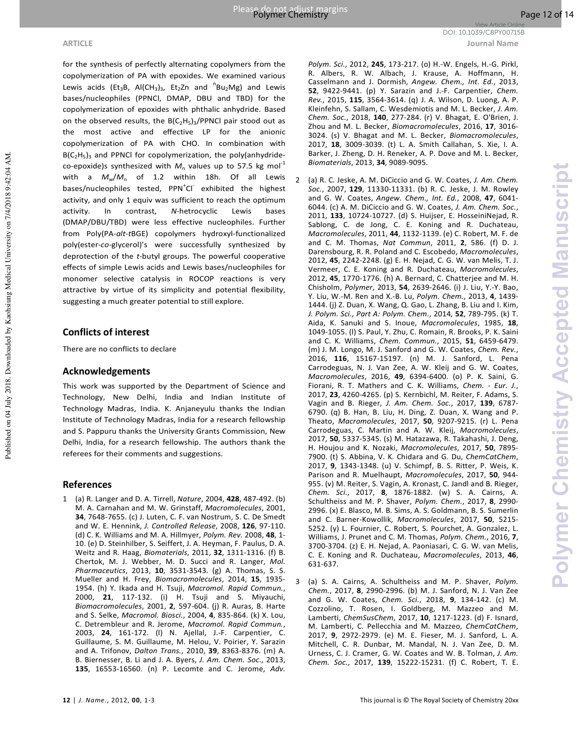for the synthesis of perfectly alternating copolymers from the copolymerization of PA with epoxides. We examined various Lewis acids ($Et_3B$, $Al(CH_3)_3$, $Et_2Zn$ and $^nBu_2Mg$) and Lewis bases/nucleophiles (PPNCl, DMAP, DBU and TBD) for the copolymerization of epoxides with phthalic anhydride. Based on the observed results, the $B(C_2H_5)_3$/PPNCl pair stood out as the most active and effective LP for the anionic copolymerization of PA with CHO. In combination with $B(C_2H_5)_3$ and PPNCl for copolymerization, the poly(anhydride-co-epoxide)s synthesized with $M_n$ values up to 57.5 kg mol$^{-1}$ with a $M_w/M_n$ of 1.2 within 18h. Of all Lewis bases/nucleophiles tested, $PPN^+Cl^-$ exhibited the highest activity, and only 1 equiv was sufficient to reach the optimum activity. In contrast, *N*-heterocyclic Lewis bases (DMAP/DBU/TBD) were less effective nucleophiles. Further from Poly(PA-*alt*-*t*BGE) copolymers hydroxyl-functionalized poly(ester-*co*-glycerol)'s were successfully synthesized by deprotection of the *t*-butyl groups. The powerful cooperative effects of simple Lewis acids and Lewis bases/nucleophiles for monomer selective catalysis in ROCOP reactions is very attractive by virtue of its simplicity and potential flexibility, suggesting a much greater potential to still explore.

## Conflicts of interest

There are no conflicts to declare

## Acknowledgements

This work was supported by the Department of Science and Technology, New Delhi, India and Indian Institute of Technology Madras, India. K. Anjaneyulu thanks the Indian Institute of Technology Madras, India for a research fellowship and S. Pappuru thanks the University Grants Commission, New Delhi, India, for a research fellowship. The authors thank the referees for their comments and suggestions.

## References

1 (a) R. Langer and D. A. Tirrell, *Nature*, 2004, **428**, 487-492. (b) M. A. Carnahan and M. W. Grinstaff, *Macromolecules*, 2001, **34**, 7648-7655. (c) J. Luten, C. F. van Nostrum, S. C. De Smedt and W. E. Hennink, *J. Controlled Release*, 2008, **126**, 97-110. (d) C. K. Williams and M. A. Hillmyer, *Polym. Rev.* 2008, **48**, 1-10. (e) D. Steinhilber, S. Seiffert, J. A. Heyman, F. Paulus, D. A. Weitz and R. Haag, *Biomaterials*, 2011, **32**, 1311-1316. (f) B. Chertok, M. J. Webber, M. D. Succi and R. Langer, *Mol. Pharmaceutics*, 2013, **10**, 3531-3543. (g) A. Thomas, S. S. Mueller and H. Frey, *Biomacromolecules*, 2014, **15**, 1935-1954. (h) Y. Ikada and H. Tsuji, *Macromol. Rapid Commun.*, 2000, **21**, 117-132. (i) H. Tsuji and S. Miyauchi, *Biomacromolecules*, 2001, **2**, 597-604. (j) R. Auras, B. Harte and S. Selke, *Macromol. Biosci.*, 2004, **4**, 835-864. (k) X. Lou, C. Detrembleur and R. Jerome, *Macromol. Rapid Commun.*, 2003, **24**, 161-172. (l) N. Ajellal, J.-F. Carpentier, C. Guillaume, S. M. Guillaume, M. Helou, V. Poirier, Y. Sarazin and A. Trifonov, *Dalton Trans.*, 2010, **39**, 8363-8376. (m) A. B. Biernesser, B. Li and J. A. Byers, *J. Am. Chem. Soc.*, 2013, **135**, 16553-16560. (n) P. Lecomte and C. Jerome, *Adv. Polym. Sci.*, 2012, **245**, 173-217. (o) H.-W. Engels, H.-G. Pirkl, R. Albers, R. W. Albach, J. Krause, A. Hoffmann, H. Casselmann and J. Dormish, *Angew. Chem., Int. Ed.*, 2013, **52**, 9422-9441. (p) Y. Sarazin and J.-F. Carpentier, *Chem. Rev.*, 2015, **115**, 3564-3614. (q) J. A. Wilson, D. Luong, A. P. Kleinfehn, S. Sallam, C. Wesdemiotis and M. L. Becker, *J. Am. Chem. Soc.*, 2018, **140**, 277-284. (r) V. Bhagat, E. O'Brien, J. Zhou and M. L. Becker, *Biomacromolecules*, 2016, **17**, 3016-3024. (s) V. Bhagat and M. L. Becker, *Biomacromolecules*, 2017, **18**, 3009-3039. (t) L. A. Smith Callahan, S. Xie, I. A. Barker, J. Zheng, D. H. Reneker, A. P. Dove and M. L. Becker, *Biomaterials*, 2013, **34**, 9089-9095.

2 (a) R. C. Jeske, A. M. DiCiccio and G. W. Coates, *J. Am. Chem. Soc.*, 2007, **129**, 11330-11331. (b) R. C. Jeske, J. M. Rowley and G. W. Coates, *Angew. Chem., Int. Ed.*, 2008, **47**, 6041-6044. (c) A. M. DiCiccio and G. W. Coates, *J. Am. Chem. Soc.*, 2011, **133**, 10724-10727. (d) S. Huijser, E. HosseiniNejad, R. Sablong, C. de Jong, C. E. Koning and R. Duchateau, *Macromolecules*, 2011, **44**, 1132-1139. (e) C. Robert, M. F. de and C. M. Thomas, *Nat Commun*, 2011, **2**, 586. (f) D. J. Darensbourg, R. R. Poland and C. Escobedo, *Macromolecules*, 2012, **45**, 2242-2248. (g) E. H. Nejad, C. G. W. van Melis, T. J. Vermeer, C. E. Koning and R. Duchateau, *Macromolecules*, 2012, **45**, 1770-1776. (h) A. Bernard, C. Chatterjee and M. H. Chisholm, *Polymer*, 2013, **54**, 2639-2646. (i) J. Liu, Y.-Y. Bao, Y. Liu, W.-M. Ren and X.-B. Lu, *Polym. Chem.*, 2013, **4**, 1439-1444. (j) Z. Duan, X. Wang, Q. Gao, L. Zhang, B. Liu and I. Kim, *J. Polym. Sci., Part A: Polym. Chem.*, 2014, **52**, 789-795. (k) T. Aida, K. Sanuki and S. Inoue, *Macromolecules*, 1985, **18**, 1049-1055. (l) S. Paul, Y. Zhu, C. Romain, R. Brooks, P. K. Saini and C. K. Williams, *Chem. Commun.*, 2015, **51**, 6459-6479. (m) J. M. Longo, M. J. Sanford and G. W. Coates, *Chem. Rev.*, 2016, **116**, 15167-15197. (n) M. J. Sanford, L. Pena Carrodeguas, N. J. Van Zee, A. W. Kleij and G. W. Coates, *Macromolecules*, 2016, **49**, 6394-6400. (o) P. K. Saini, G. Fiorani, R. T. Mathers and C. K. Williams, *Chem. - Eur. J.*, 2017, **23**, 4260-4265. (p) S. Kernbichl, M. Reiter, F. Adams, S. Vagin and B. Rieger, *J. Am. Chem. Soc.*, 2017, **139**, 6787-6790. (q) B. Han, B. Liu, H. Ding, Z. Duan, X. Wang and P. Theato, *Macromolecules*, 2017, **50**, 9207-9215. (r) L. Pena Carrodeguas, C. Martin and A. W. Kleij, *Macromolecules*, 2017, **50**, 5337-5345. (s) M. Hatazawa, R. Takahashi, J. Deng, H. Houjou and K. Nozaki, *Macromolecules*, 2017, **50**, 7895-7900. (t) S. Abbina, V. K. Chidara and G. Du, *ChemCatChem*, 2017, **9**, 1343-1348. (u) V. Schimpf, B. S. Ritter, P. Weis, K. Parison and R. Muelhaupt, *Macromolecules*, 2017, **50**, 944-955. (v) M. Reiter, S. Vagin, A. Kronast, C. Jandl and B. Rieger, *Chem. Sci.*, 2017, **8**, 1876-1882. (w) S. A. Cairns, A. Schultheiss and M. P. Shaver, *Polym. Chem.*, 2017, **8**, 2990-2996. (x) E. Blasco, M. B. Sims, A. S. Goldmann, B. S. Sumerlin and C. Barner-Kowollik, *Macromolecules*, 2017, **50**, 5215-5252. (y) L. Fournier, C. Robert, S. Pourchet, A. Gonzalez, L. Williams, J. Prunet and C. M. Thomas, *Polym. Chem.*, 2016, **7**, 3700-3704. (z) E. H. Nejad, A. Paoniasari, C. G. W. van Melis, C. E. Koning and R. Duchateau, *Macromolecules*, 2013, **46**, 631-637.

3 (a) S. A. Cairns, A. Schultheiss and M. P. Shaver, *Polym. Chem.*, 2017, **8**, 2990-2996. (b) M. J. Sanford, N. J. Van Zee and G. W. Coates, *Chem. Sci.*, 2018, **9**, 134-142. (c) M. Cozzolino, T. Rosen, I. Goldberg, M. Mazzeo and M. Lamberti, *ChemSusChem*, 2017, **10**, 1217-1223. (d) F. Isnard, M. Lamberti, C. Pellecchia and M. Mazzeo, *ChemCatChem*, 2017, **9**, 2972-2979. (e) M. E. Fieser, M. J. Sanford, L. A. Mitchell, C. R. Dunbar, M. Mandal, N. J. Van Zee, D. M. Urness, C. J. Cramer, G. W. Coates and W. B. Tolman, *J. Am. Chem. Soc.*, 2017, **139**, 15222-15231. (f) C. Robert, T. E.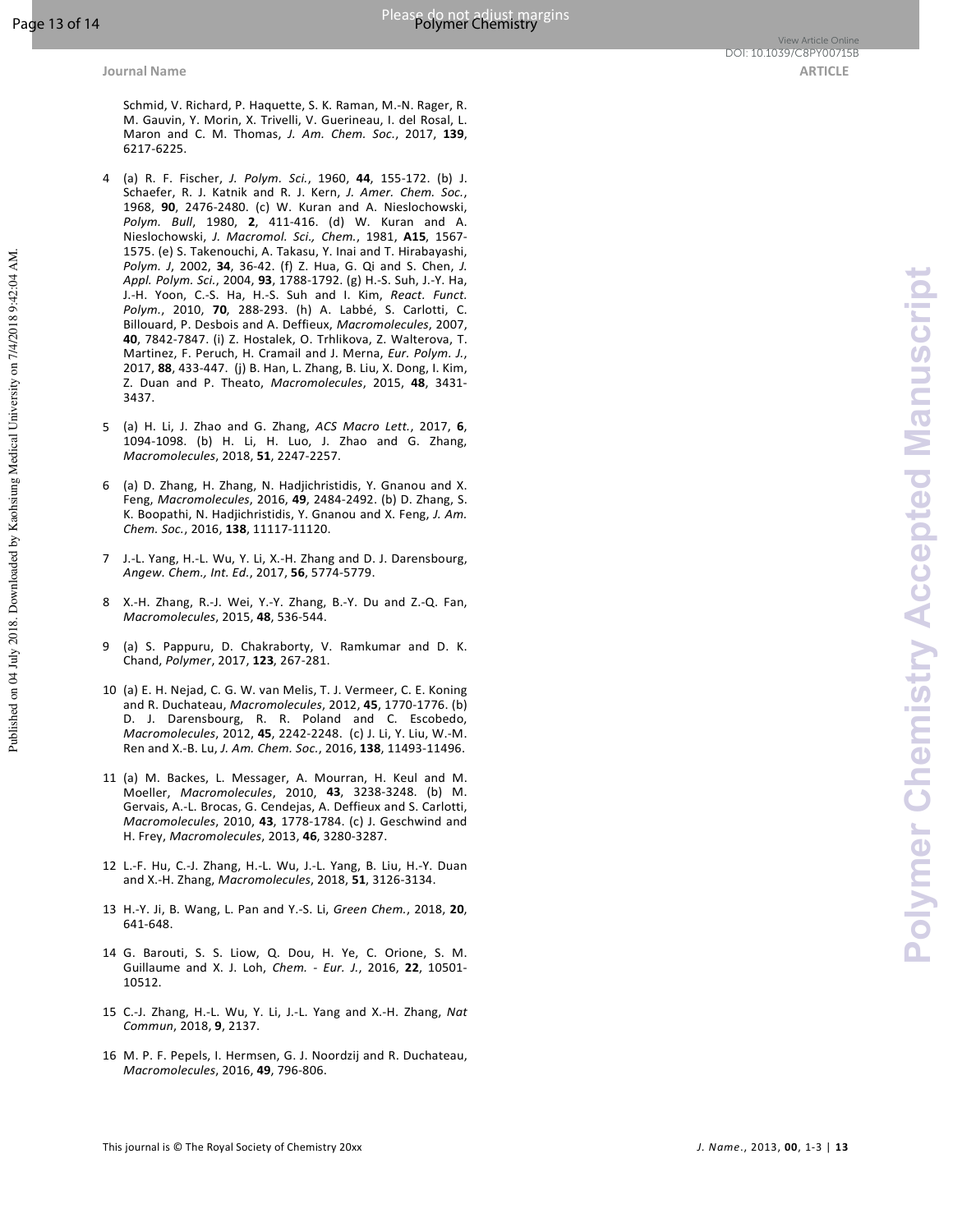Schmid, V. Richard, P. Haquette, S. K. Raman, M.-N. Rager, R. M. Gauvin, Y. Morin, X. Trivelli, V. Guerineau, I. del Rosal, L. Maron and C. M. Thomas, *J. Am. Chem. Soc.*, 2017, **139**, 6217-6225.

4 (a) R. F. Fischer, *J. Polym. Sci.*, 1960, **44**, 155-172. (b) J. Schaefer, R. J. Katnik and R. J. Kern, *J. Amer. Chem. Soc.*, 1968, **90**, 2476-2480. (c) W. Kuran and A. Nieslochowski, *Polym. Bull*, 1980, **2**, 411-416. (d) W. Kuran and A. Nieslochowski, *J. Macromol. Sci., Chem.*, 1981, **A15**, 1567-1575. (e) S. Takenouchi, A. Takasu, Y. Inai and T. Hirabayashi, *Polym. J*, 2002, **34**, 36-42. (f) Z. Hua, G. Qi and S. Chen, *J. Appl. Polym. Sci.*, 2004, **93**, 1788-1792. (g) H.-S. Suh, J.-Y. Ha, J.-H. Yoon, C.-S. Ha, H.-S. Suh and I. Kim, *React. Funct. Polym.*, 2010, **70**, 288-293. (h) A. Labbé, S. Carlotti, C. Billouard, P. Desbois and A. Deffieux, *Macromolecules*, 2007, **40**, 7842-7847. (i) Z. Hostalek, O. Trhlikova, Z. Walterova, T. Martinez, F. Peruch, H. Cramail and J. Merna, *Eur. Polym. J.*, 2017, **88**, 433-447. (j) B. Han, L. Zhang, B. Liu, X. Dong, I. Kim, Z. Duan and P. Theato, *Macromolecules*, 2015, **48**, 3431-3437.

5 (a) H. Li, J. Zhao and G. Zhang, *ACS Macro Lett.*, 2017, **6**, 1094-1098. (b) H. Li, H. Luo, J. Zhao and G. Zhang, *Macromolecules*, 2018, **51**, 2247-2257.

6 (a) D. Zhang, H. Zhang, N. Hadjichristidis, Y. Gnanou and X. Feng, *Macromolecules*, 2016, **49**, 2484-2492. (b) D. Zhang, S. K. Boopathi, N. Hadjichristidis, Y. Gnanou and X. Feng, *J. Am. Chem. Soc.*, 2016, **138**, 11117-11120.

7 J.-L. Yang, H.-L. Wu, Y. Li, X.-H. Zhang and D. J. Darensbourg, *Angew. Chem., Int. Ed.*, 2017, **56**, 5774-5779.

8 X.-H. Zhang, R.-J. Wei, Y.-Y. Zhang, B.-Y. Du and Z.-Q. Fan, *Macromolecules*, 2015, **48**, 536-544.

9 (a) S. Pappuru, D. Chakraborty, V. Ramkumar and D. K. Chand, *Polymer*, 2017, **123**, 267-281.

10 (a) E. H. Nejad, C. G. W. van Melis, T. J. Vermeer, C. E. Koning and R. Duchateau, *Macromolecules*, 2012, **45**, 1770-1776. (b) D. J. Darensbourg, R. R. Poland and C. Escobedo, *Macromolecules*, 2012, **45**, 2242-2248. (c) J. Li, Y. Liu, W.-M. Ren and X.-B. Lu, *J. Am. Chem. Soc.*, 2016, **138**, 11493-11496.

11 (a) M. Backes, L. Messager, A. Mourran, H. Keul and M. Moeller, *Macromolecules*, 2010, **43**, 3238-3248. (b) M. Gervais, A.-L. Brocas, G. Cendejas, A. Deffieux and S. Carlotti, *Macromolecules*, 2010, **43**, 1778-1784. (c) J. Geschwind and H. Frey, *Macromolecules*, 2013, **46**, 3280-3287.

12 L.-F. Hu, C.-J. Zhang, H.-L. Wu, J.-L. Yang, B. Liu, H.-Y. Duan and X.-H. Zhang, *Macromolecules*, 2018, **51**, 3126-3134.

13 H.-Y. Ji, B. Wang, L. Pan and Y.-S. Li, *Green Chem.*, 2018, **20**, 641-648.

14 G. Barouti, S. S. Liow, Q. Dou, H. Ye, C. Orione, S. M. Guillaume and X. J. Loh, *Chem. - Eur. J.*, 2016, **22**, 10501-10512.

15 C.-J. Zhang, H.-L. Wu, Y. Li, J.-L. Yang and X.-H. Zhang, *Nat Commun*, 2018, **9**, 2137.

16 M. P. F. Pepels, I. Hermsen, G. J. Noordzij and R. Duchateau, *Macromolecules*, 2016, **49**, 796-806.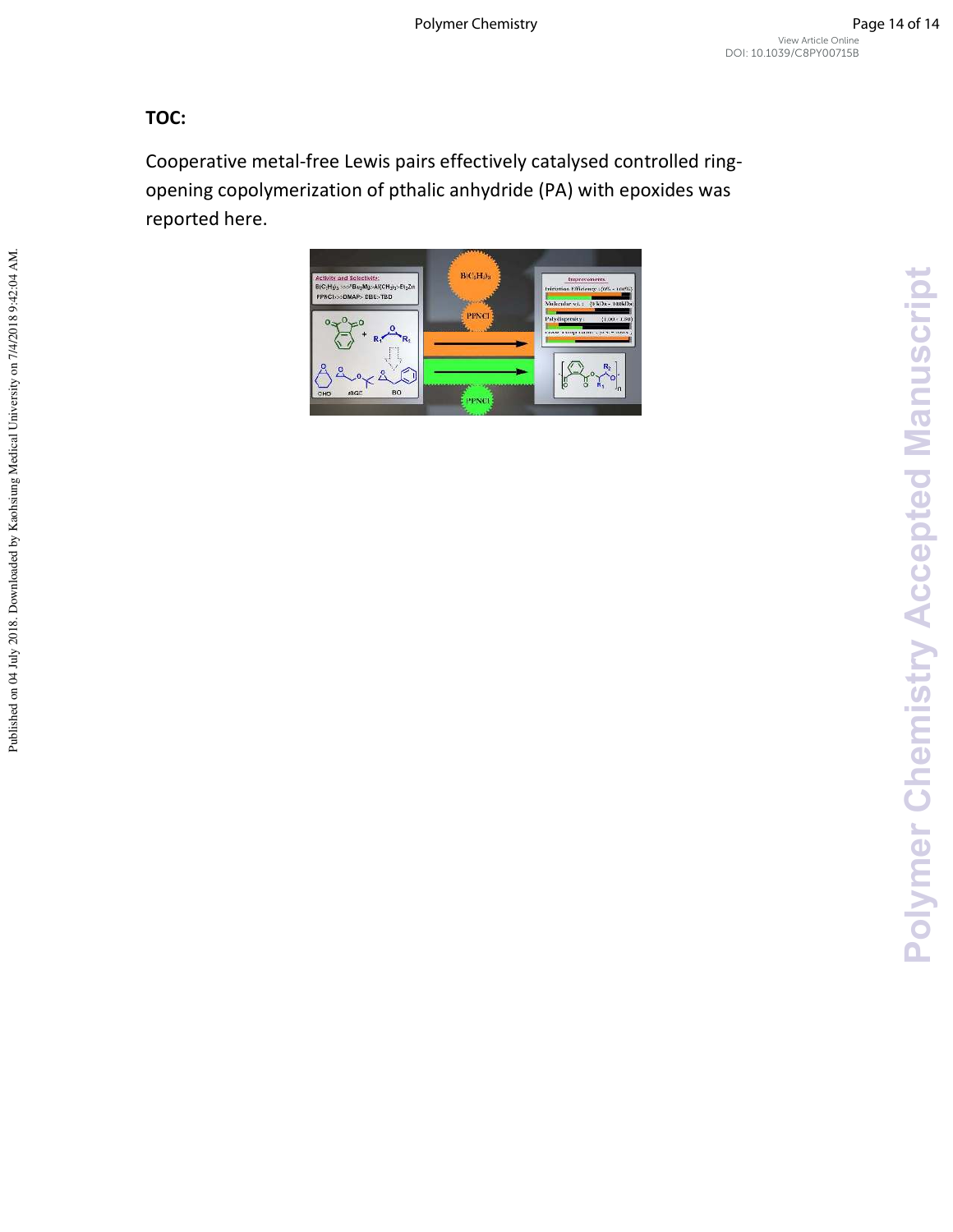**TOC:**

Cooperative metal-free Lewis pairs effectively catalysed controlled ring-opening copolymerization of pthalic anhydride (PA) with epoxides was reported here.